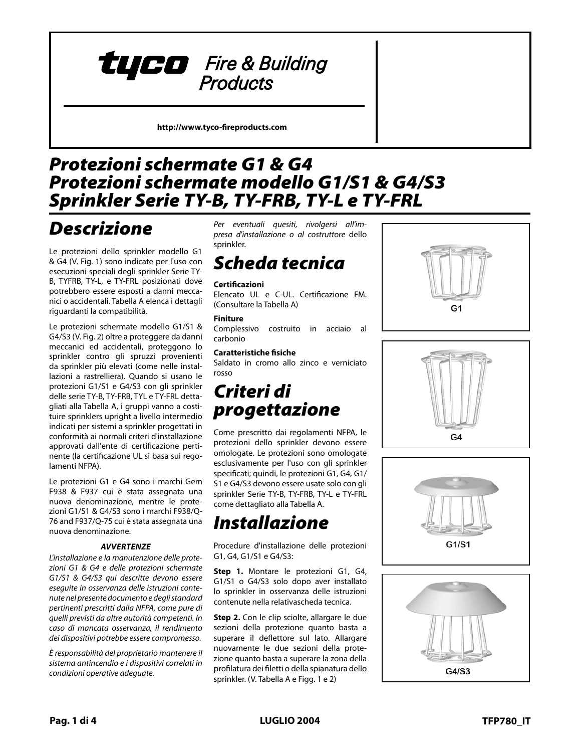tyco Fire & Building Products

http://www.tyco-fireproducts.com

# Protezioni schermate G1 & G4
# Protezioni schermate modello G1/S1 & G4/S3
# Sprinkler Serie TY-B, TY-FRB, TY-L e TY-FRL

## Descrizione

Le protezioni dello sprinkler modello G1 & G4 (V. Fig. 1) sono indicate per l'uso con esecuzioni speciali degli sprinkler Serie TY-B, TYFRB, TY-L, e TY-FRL posizionati dove potrebbero essere esposti a danni meccanici o accidentali. Tabella A elenca i dettagli riguardanti la compatibilità.

Le protezioni schermate modello G1/S1 & G4/S3 (V. Fig. 2) oltre a proteggere da danni meccanici ed accidentali, proteggono lo sprinkler contro gli spruzzi provenienti da sprinkler più elevati (come nelle installazioni a rastrelliera). Quando si usano le protezioni G1/S1 e G4/S3 con gli sprinkler delle serie TY-B, TY-FRB, TYL e TY-FRL dettagliati alla Tabella A, i gruppi vanno a costituire sprinklers upright a livello intermedio indicati per sistemi a sprinkler progettati in conformità ai normali criteri d'installazione approvati dall'ente di certificazione pertinente (la certificazione UL si basa sui regolamenti NFPA).

Le protezioni G1 e G4 sono i marchi Gem F938 & F937 cui è stata assegnata una nuova denominazione, mentre le protezioni G1/S1 & G4/S3 sono i marchi F938/Q-76 and F937/Q-75 cui è stata assegnata una nuova denominazione.

***AVVERTENZE***

*L'installazione e la manutenzione delle protezioni G1 & G4 e delle protezioni schermate G1/S1 & G4/S3 qui descritte devono essere eseguite in osservanza delle istruzioni contenute nel presente documento e degli standard pertinenti prescritti dalla NFPA, come pure di quelli previsti da altre autorità competenti. In caso di mancata osservanza, il rendimento dei dispositivi potrebbe essere compromesso.*

*È responsabilità del proprietario mantenere il sistema antincendio e i dispositivi correlati in condizioni operative adeguate.*

*Per eventuali quesiti, rivolgersi all'impresa d'installazione o al costruttore* dello sprinkler.

## Scheda tecnica

**Certificazioni**
Elencato UL e C-UL. Certificazione FM. (Consultare la Tabella A)

**Finiture**
Complessivo costruito in acciaio al carbonio

**Caratteristiche fisiche**
Saldato in cromo allo zinco e verniciato rosso

## Criteri di progettazione

Come prescritto dai regolamenti NFPA, le protezioni dello sprinkler devono essere omologate. Le protezioni sono omologate esclusivamente per l'uso con gli sprinkler specificati; quindi, le protezioni G1, G4, G1/S1 e G4/S3 devono essere usate solo con gli sprinkler Serie TY-B, TY-FRB, TY-L e TY-FRL come dettagliato alla Tabella A.

## Installazione

Procedure d'installazione delle protezioni G1, G4, G1/S1 e G4/S3:

**Step 1.** Montare le protezioni G1, G4, G1/S1 o G4/S3 solo dopo aver installato lo sprinkler in osservanza delle istruzioni contenute nella relativascheda tecnica.

**Step 2.** Con le clip sciolte, allargare le due sezioni della protezione quanto basta a superare il deflettore sul lato. Allargare nuovamente le due sezioni della protezione quanto basta a superare la zona della profilatura dei filetti o della spianatura dello sprinkler. (V. Tabella A e Figg. 1 e 2)

G1

G4

G1/S1

G4/S3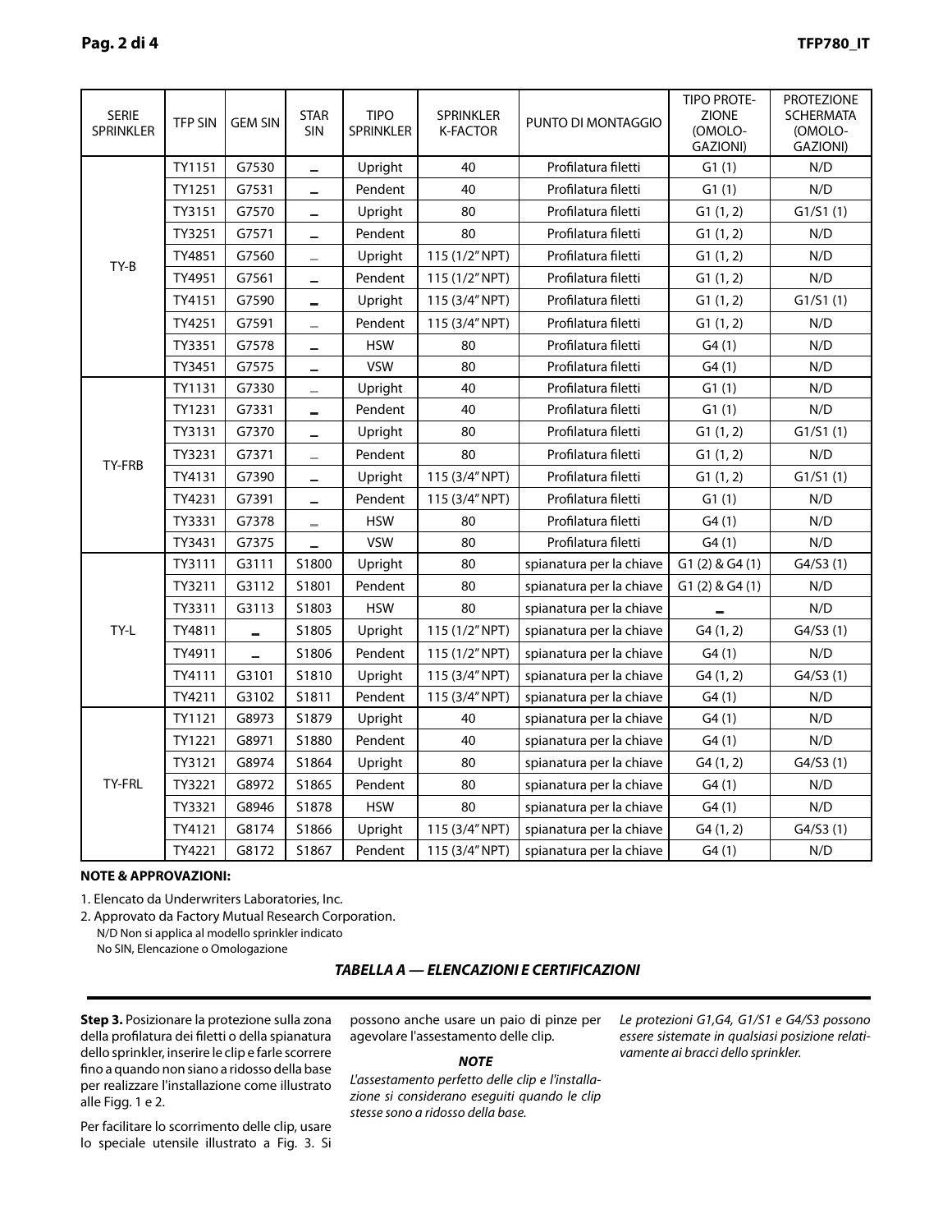| SERIE SPRINKLER | TFP SIN | GEM SIN | STAR SIN | TIPO SPRINKLER | SPRINKLER K-FACTOR | PUNTO DI MONTAGGIO | TIPO PROTEZIONE (OMOLOGAZIONI) | PROTEZIONE SCHERMATA (OMOLOGAZIONI) |
|---|---|---|---|---|---|---|---|---|
| TY-B | TY1151 | G7530 | – | Upright | 40 | Profilatura filetti | G1 (1) | N/D |
| | TY1251 | G7531 | – | Pendent | 40 | Profilatura filetti | G1 (1) | N/D |
| | TY3151 | G7570 | – | Upright | 80 | Profilatura filetti | G1 (1, 2) | G1/S1 (1) |
| | TY3251 | G7571 | – | Pendent | 80 | Profilatura filetti | G1 (1, 2) | N/D |
| | TY4851 | G7560 | – | Upright | 115 (1/2" NPT) | Profilatura filetti | G1 (1, 2) | N/D |
| | TY4951 | G7561 | – | Pendent | 115 (1/2" NPT) | Profilatura filetti | G1 (1, 2) | N/D |
| | TY4151 | G7590 | – | Upright | 115 (3/4" NPT) | Profilatura filetti | G1 (1, 2) | G1/S1 (1) |
| | TY4251 | G7591 | – | Pendent | 115 (3/4" NPT) | Profilatura filetti | G1 (1, 2) | N/D |
| | TY3351 | G7578 | – | HSW | 80 | Profilatura filetti | G4 (1) | N/D |
| | TY3451 | G7575 | – | VSW | 80 | Profilatura filetti | G4 (1) | N/D |
| TY-FRB | TY1131 | G7330 | – | Upright | 40 | Profilatura filetti | G1 (1) | N/D |
| | TY1231 | G7331 | – | Pendent | 40 | Profilatura filetti | G1 (1) | N/D |
| | TY3131 | G7370 | – | Upright | 80 | Profilatura filetti | G1 (1, 2) | G1/S1 (1) |
| | TY3231 | G7371 | – | Pendent | 80 | Profilatura filetti | G1 (1, 2) | N/D |
| | TY4131 | G7390 | – | Upright | 115 (3/4" NPT) | Profilatura filetti | G1 (1, 2) | G1/S1 (1) |
| | TY4231 | G7391 | – | Pendent | 115 (3/4" NPT) | Profilatura filetti | G1 (1) | N/D |
| | TY3331 | G7378 | – | HSW | 80 | Profilatura filetti | G4 (1) | N/D |
| | TY3431 | G7375 | – | VSW | 80 | Profilatura filetti | G4 (1) | N/D |
| TY-L | TY3111 | G3111 | S1800 | Upright | 80 | spianatura per la chiave | G1 (2) & G4 (1) | G4/S3 (1) |
| | TY3211 | G3112 | S1801 | Pendent | 80 | spianatura per la chiave | G1 (2) & G4 (1) | N/D |
| | TY3311 | G3113 | S1803 | HSW | 80 | spianatura per la chiave | – | N/D |
| | TY4811 | – | S1805 | Upright | 115 (1/2" NPT) | spianatura per la chiave | G4 (1, 2) | G4/S3 (1) |
| | TY4911 | – | S1806 | Pendent | 115 (1/2" NPT) | spianatura per la chiave | G4 (1) | N/D |
| | TY4111 | G3101 | S1810 | Upright | 115 (3/4" NPT) | spianatura per la chiave | G4 (1, 2) | G4/S3 (1) |
| | TY4211 | G3102 | S1811 | Pendent | 115 (3/4" NPT) | spianatura per la chiave | G4 (1) | N/D |
| TY-FRL | TY1121 | G8973 | S1879 | Upright | 40 | spianatura per la chiave | G4 (1) | N/D |
| | TY1221 | G8971 | S1880 | Pendent | 40 | spianatura per la chiave | G4 (1) | N/D |
| | TY3121 | G8974 | S1864 | Upright | 80 | spianatura per la chiave | G4 (1, 2) | G4/S3 (1) |
| | TY3221 | G8972 | S1865 | Pendent | 80 | spianatura per la chiave | G4 (1) | N/D |
| | TY3321 | G8946 | S1878 | HSW | 80 | spianatura per la chiave | G4 (1) | N/D |
| | TY4121 | G8174 | S1866 | Upright | 115 (3/4" NPT) | spianatura per la chiave | G4 (1, 2) | G4/S3 (1) |
| | TY4221 | G8172 | S1867 | Pendent | 115 (3/4" NPT) | spianatura per la chiave | G4 (1) | N/D |

**NOTE & APPROVAZIONI:**

1. Elencato da Underwriters Laboratories, Inc.
2. Approvato da Factory Mutual Research Corporation.

N/D Non si applica al modello sprinkler indicato
No SIN, Elencazione o Omologazione

***TABELLA A — ELENCAZIONI E CERTIFICAZIONI***

**Step 3.** Posizionare la protezione sulla zona della profilatura dei filetti o della spianatura dello sprinkler, inserire le clip e farle scorrere fino a quando non siano a ridosso della base per realizzare l'installazione come illustrato alle Figg. 1 e 2.

Per facilitare lo scorrimento delle clip, usare lo speciale utensile illustrato a Fig. 3. Si possono anche usare un paio di pinze per agevolare l'assestamento delle clip.

***NOTE***

*L'assestamento perfetto delle clip e l'installazione si considerano eseguiti quando le clip stesse sono a ridosso della base.*

*Le protezioni G1,G4, G1/S1 e G4/S3 possono essere sistemate in qualsiasi posizione relativamente ai bracci dello sprinkler.*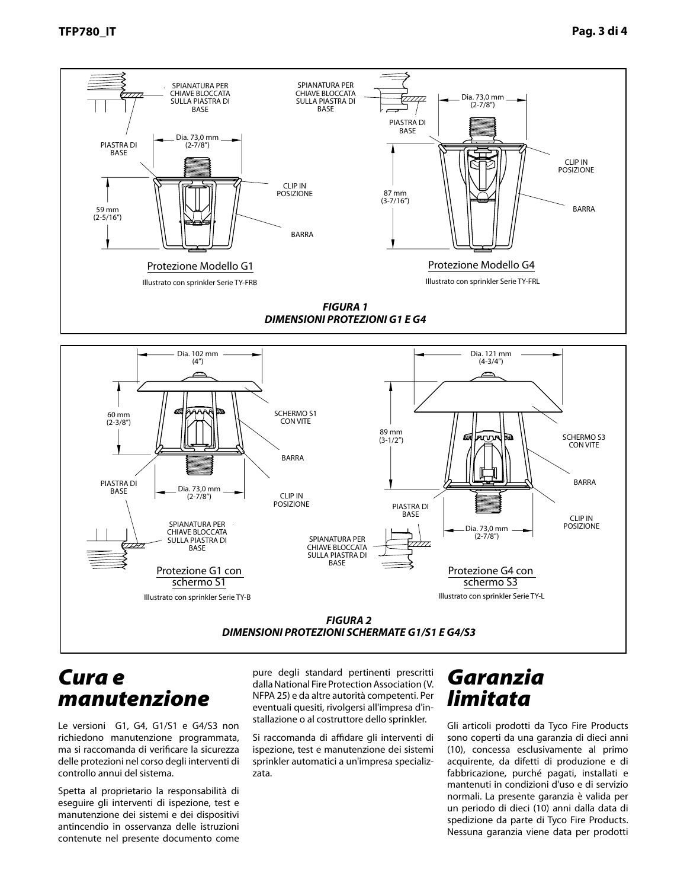SPIANATURA PER CHIAVE BLOCCATA SULLA PIASTRA DI BASE

PIASTRA DI BASE

Dia. 73,0 mm (2-7/8")

59 mm (2-5/16")

CLIP IN POSIZIONE

BARRA

Protezione Modello G1

Illustrato con sprinkler Serie TY-FRB

SPIANATURA PER CHIAVE BLOCCATA SULLA PIASTRA DI BASE

PIASTRA DI BASE

Dia. 73,0 mm (2-7/8")

87 mm (3-7/16")

CLIP IN POSIZIONE

BARRA

Protezione Modello G4

Illustrato con sprinkler Serie TY-FRL

***FIGURA 1***
***DIMENSIONI PROTEZIONI G1 E G4***

Dia. 102 mm (4")

60 mm (2-3/8")

SCHERMO S1 CON VITE

BARRA

PIASTRA DI BASE

Dia. 73,0 mm (2-7/8")

CLIP IN POSIZIONE

SPIANATURA PER CHIAVE BLOCCATA SULLA PIASTRA DI BASE

Protezione G1 con schermo S1

Illustrato con sprinkler Serie TY-B

Dia. 121 mm (4-3/4")

89 mm (3-1/2")

SCHERMO S3 CON VITE

BARRA

PIASTRA DI BASE

CLIP IN POSIZIONE

Dia. 73,0 mm (2-7/8")

SPIANATURA PER CHIAVE BLOCCATA SULLA PIASTRA DI BASE

Protezione G4 con schermo S3

Illustrato con sprinkler Serie TY-L

***FIGURA 2***
***DIMENSIONI PROTEZIONI SCHERMATE G1/S1 E G4/S3***

# *Cura e manutenzione*

Le versioni G1, G4, G1/S1 e G4/S3 non richiedono manutenzione programmata, ma si raccomanda di verificare la sicurezza delle protezioni nel corso degli interventi di controllo annui del sistema.

Spetta al proprietario la responsabilità di eseguire gli interventi di ispezione, test e manutenzione dei sistemi e dei dispositivi antincendio in osservanza delle istruzioni contenute nel presente documento come pure degli standard pertinenti prescritti dalla National Fire Protection Association (V. NFPA 25) e da altre autorità competenti. Per eventuali quesiti, rivolgersi all'impresa d'installazione o al costruttore dello sprinkler.

Si raccomanda di affidare gli interventi di ispezione, test e manutenzione dei sistemi sprinkler automatici a un'impresa specializzata.

# *Garanzia limitata*

Gli articoli prodotti da Tyco Fire Products sono coperti da una garanzia di dieci anni (10), concessa esclusivamente al primo acquirente, da difetti di produzione e di fabbricazione, purché pagati, installati e mantenuti in condizioni d'uso e di servizio normali. La presente garanzia è valida per un periodo di dieci (10) anni dalla data di spedizione da parte di Tyco Fire Products. Nessuna garanzia viene data per prodotti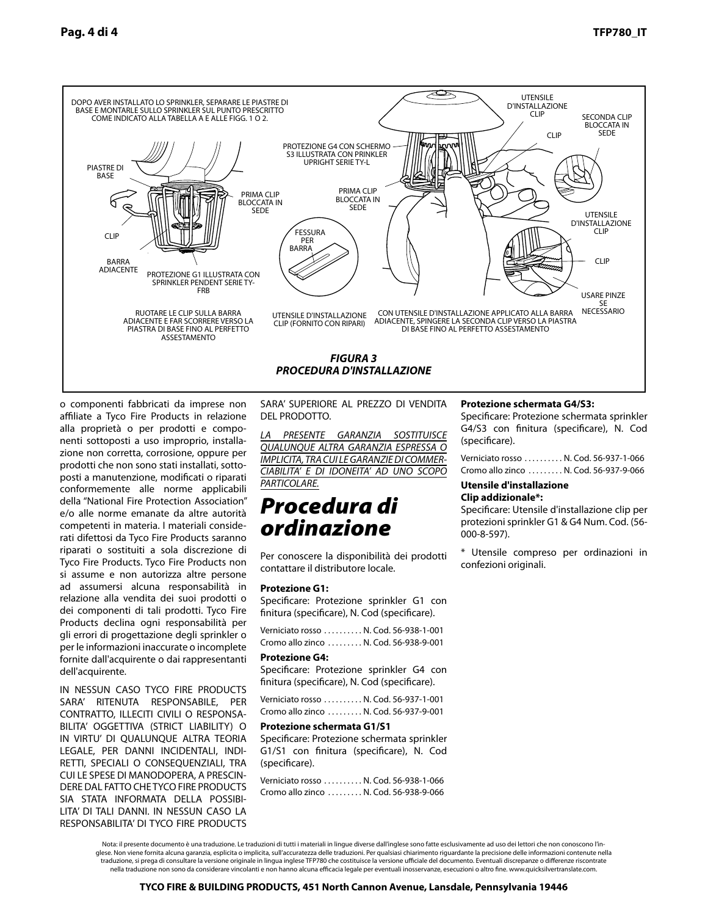DOPO AVER INSTALLATO LO SPRINKLER, SEPARARE LE PIASTRE DI BASE E MONTARLE SULLO SPRINKLER SUL PUNTO PRESCRITTO COME INDICATO ALLA TABELLA A E ALLE FIGG. 1 O 2.

PIASTRE DI BASE

PRIMA CLIP BLOCCATA IN SEDE

CLIP

BARRA ADIACENTE

PROTEZIONE G1 ILLUSTRATA CON SPRINKLER PENDENT SERIE TY-FRB

RUOTARE LE CLIP SULLA BARRA ADIACENTE E FAR SCORRERE VERSO LA PIASTRA DI BASE FINO AL PERFETTO ASSESTAMENTO

PROTEZIONE G4 CON SCHERMO S3 ILLUSTRATA CON PRINKLER UPRIGHT SERIE TY-L

PRIMA CLIP BLOCCATA IN SEDE

FESSURA PER BARRA

UTENSILE D'INSTALLAZIONE CLIP (FORNITO CON RIPARI)

UTENSILE D'INSTALLAZIONE CLIP

CLIP

SECONDA CLIP BLOCCATA IN SEDE

UTENSILE D'INSTALLAZIONE CLIP

CLIP

USARE PINZE SE NECESSARIO

CON UTENSILE D'INSTALLAZIONE APPLICATO ALLA BARRA ADIACENTE, SPINGERE LA SECONDA CLIP VERSO LA PIASTRA DI BASE FINO AL PERFETTO ASSESTAMENTO

***FIGURA 3***
***PROCEDURA D'INSTALLAZIONE***

o componenti fabbricati da imprese non affiliate a Tyco Fire Products in relazione alla proprietà o per prodotti e componenti sottoposti a uso improprio, installazione non corretta, corrosione, oppure per prodotti che non sono stati installati, sottoposti a manutenzione, modificati o riparati conformemente alle norme applicabili della "National Fire Protection Association" e/o alle norme emanate da altre autorità competenti in materia. I materiali considerati difettosi da Tyco Fire Products saranno riparati o sostituiti a sola discrezione di Tyco Fire Products. Tyco Fire Products non si assume e non autorizza altre persone ad assumersi alcuna responsabilità in relazione alla vendita dei suoi prodotti o dei componenti di tali prodotti. Tyco Fire Products declina ogni responsabilità per gli errori di progettazione degli sprinkler o per le informazioni inaccurate o incomplete fornite dall'acquirente o dai rappresentanti dell'acquirente.

IN NESSUN CASO TYCO FIRE PRODUCTS SARA' RITENUTA RESPONSABILE, PER CONTRATTO, ILLECITI CIVILI O RESPONSABILITA' OGGETTIVA (STRICT LIABILITY) O IN VIRTU' DI QUALUNQUE ALTRA TEORIA LEGALE, PER DANNI INCIDENTALI, INDIRETTI, SPECIALI O CONSEQUENZIALI, TRA CUI LE SPESE DI MANODOPERA, A PRESCINDERE DAL FATTO CHE TYCO FIRE PRODUCTS SIA STATA INFORMATA DELLA POSSIBILITA' DI TALI DANNI. IN NESSUN CASO LA RESPONSABILITA' DI TYCO FIRE PRODUCTS SARA' SUPERIORE AL PREZZO DI VENDITA DEL PRODOTTO.

*LA PRESENTE GARANZIA SOSTITUISCE QUALUNQUE ALTRA GARANZIA ESPRESSA O IMPLICITA, TRA CUI LE GARANZIE DI COMMERCIABILITA' E DI IDONEITA' AD UNO SCOPO PARTICOLARE.*

# Procedura di ordinazione

Per conoscere la disponibilità dei prodotti contattare il distributore locale.

**Protezione G1:**

Specificare: Protezione sprinkler G1 con finitura (specificare), N. Cod (specificare).

Verniciato rosso .......... N. Cod. 56-938-1-001
Cromo allo zinco ......... N. Cod. 56-938-9-001

**Protezione G4:**

Specificare: Protezione sprinkler G4 con finitura (specificare), N. Cod (specificare).

Verniciato rosso .......... N. Cod. 56-937-1-001
Cromo allo zinco ......... N. Cod. 56-937-9-001

**Protezione schermata G1/S1**

Specificare: Protezione schermata sprinkler G1/S1 con finitura (specificare), N. Cod (specificare).

Verniciato rosso .......... N. Cod. 56-938-1-066
Cromo allo zinco ......... N. Cod. 56-938-9-066

**Protezione schermata G4/S3:**

Specificare: Protezione schermata sprinkler G4/S3 con finitura (specificare), N. Cod (specificare).

Verniciato rosso .......... N. Cod. 56-937-1-066
Cromo allo zinco ......... N. Cod. 56-937-9-066

**Utensile d'installazione Clip addizionale*:**

Specificare: Utensile d'installazione clip per protezioni sprinkler G1 & G4 Num. Cod. (56-000-8-597).

* Utensile compreso per ordinazioni in confezioni originali.

Nota: il presente documento è una traduzione. Le traduzioni di tutti i materiali in lingue diverse dall'inglese sono fatte esclusivamente ad uso dei lettori che non conoscono l'inglese. Non viene fornita alcuna garanzia, esplicita o implicita, sull'accuratezza delle traduzioni. Per qualsiasi chiarimento riguardante la precisione delle informazioni contenute nella traduzione, si prega di consultare la versione originale in lingua inglese TFP780 che costituisce la versione ufficiale del documento. Eventuali discrepanze o differenze riscontrate nella traduzione non sono da considerare vincolanti e non hanno alcuna efficacia legale per eventuali inosservanze, esecuzioni o altro fine. www.quicksilvertranslate.com.

**TYCO FIRE & BUILDING PRODUCTS, 451 North Cannon Avenue, Lansdale, Pennsylvania 19446**